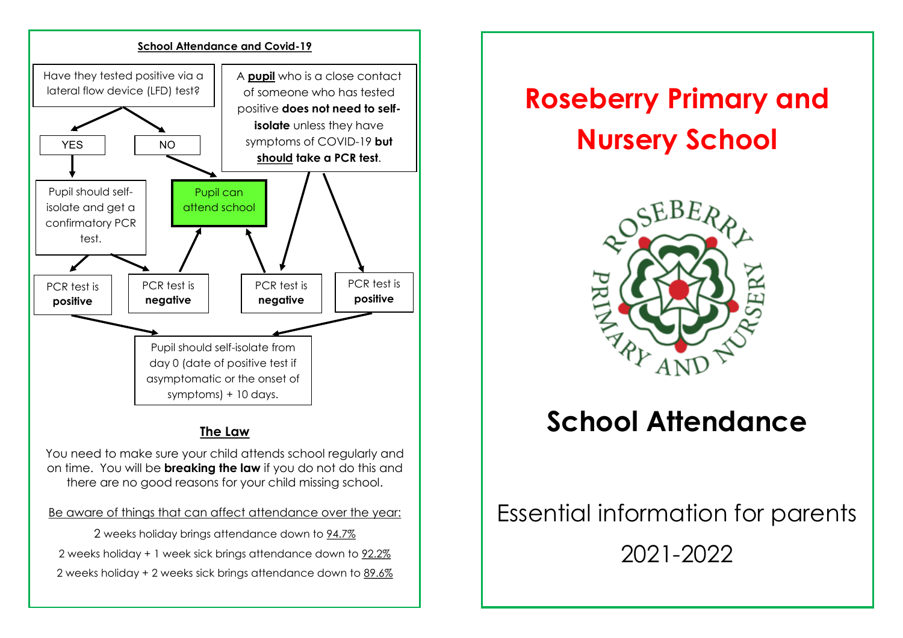## School Attendance and Covid-19

Have they tested positive via a lateral flow device (LFD) test?

- **YES** → Pupil should self-isolate and get a confirmatory PCR test.
  - PCR test is **positive** → Pupil should self-isolate from day 0 (date of positive test if asymptomatic or the onset of symptoms) + 10 days.
  - PCR test is **negative** → Pupil can attend school
- **NO** → Pupil can attend school

A **pupil** who is a close contact of someone who has tested positive **does not need to self-isolate** unless they have symptoms of COVID-19 **but should take a PCR test**.

- PCR test is **negative** → Pupil can attend school
- PCR test is **positive** → Pupil should self-isolate from day 0 (date of positive test if asymptomatic or the onset of symptoms) + 10 days.

## The Law

You need to make sure your child attends school regularly and on time. You will be **breaking the law** if you do not do this and there are no good reasons for your child missing school.

Be aware of things that can affect attendance over the year:

2 weeks holiday brings attendance down to 94.7%

2 weeks holiday + 1 week sick brings attendance down to 92.2%

2 weeks holiday + 2 weeks sick brings attendance down to 89.6%

# Roseberry Primary and Nursery School

ROSEBERRY PRIMARY AND NURSERY

# School Attendance

Essential information for parents

2021-2022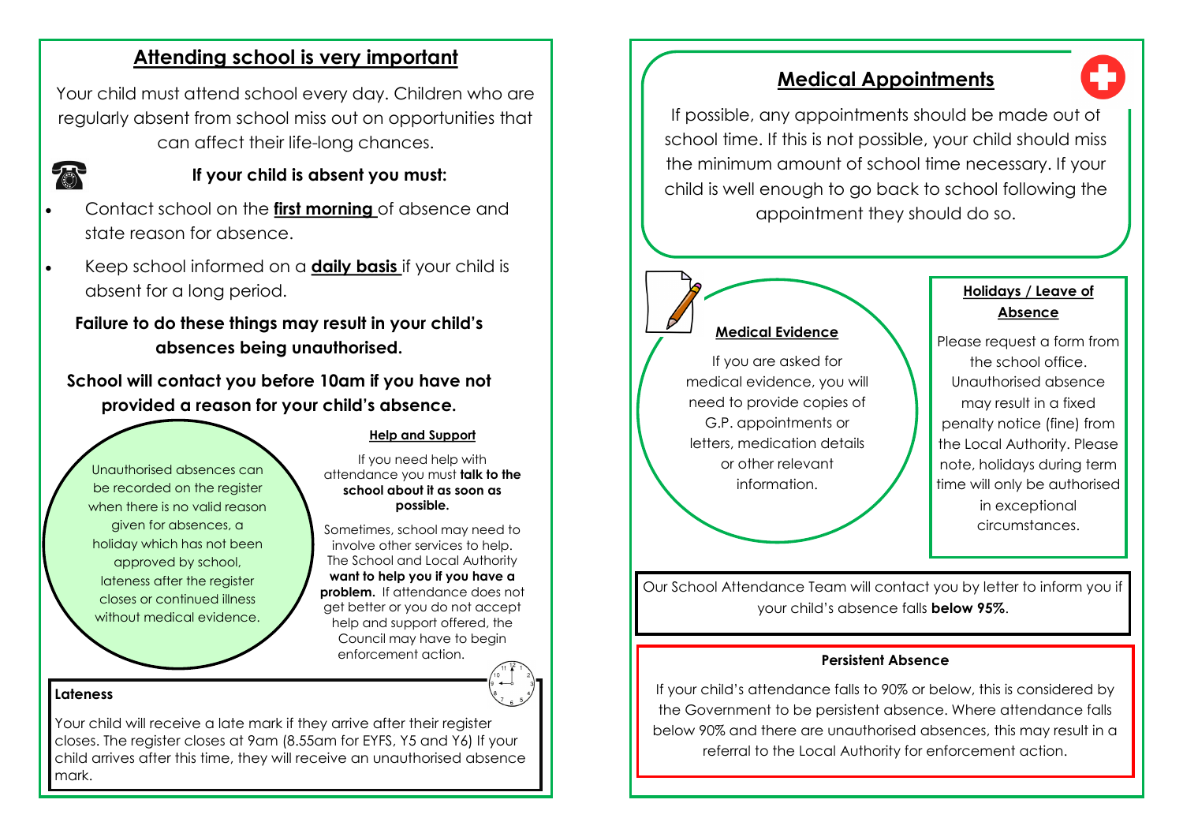## Attending school is very important

Your child must attend school every day. Children who are regularly absent from school miss out on opportunities that can affect their life-long chances.

**If your child is absent you must:**

- Contact school on the **first morning** of absence and state reason for absence.
- Keep school informed on a **daily basis** if your child is absent for a long period.

**Failure to do these things may result in your child's absences being unauthorised.**

**School will contact you before 10am if you have not provided a reason for your child's absence.**

Unauthorised absences can be recorded on the register when there is no valid reason given for absences, a holiday which has not been approved by school, lateness after the register closes or continued illness without medical evidence.

**Help and Support**

If you need help with attendance you must **talk to the school about it as soon as possible.**

Sometimes, school may need to involve other services to help. The School and Local Authority **want to help you if you have a problem.** If attendance does not get better or you do not accept help and support offered, the Council may have to begin enforcement action.

**Lateness**

Your child will receive a late mark if they arrive after their register closes. The register closes at 9am (8.55am for EYFS, Y5 and Y6) If your child arrives after this time, they will receive an unauthorised absence mark.

## Medical Appointments

If possible, any appointments should be made out of school time. If this is not possible, your child should miss the minimum amount of school time necessary. If your child is well enough to go back to school following the appointment they should do so.

**Medical Evidence**

If you are asked for medical evidence, you will need to provide copies of G.P. appointments or letters, medication details or other relevant information.

**Holidays / Leave of Absence**

Please request a form from the school office. Unauthorised absence may result in a fixed penalty notice (fine) from the Local Authority. Please note, holidays during term time will only be authorised in exceptional circumstances.

Our School Attendance Team will contact you by letter to inform you if your child's absence falls **below 95%**.

**Persistent Absence**

If your child's attendance falls to 90% or below, this is considered by the Government to be persistent absence. Where attendance falls below 90% and there are unauthorised absences, this may result in a referral to the Local Authority for enforcement action.